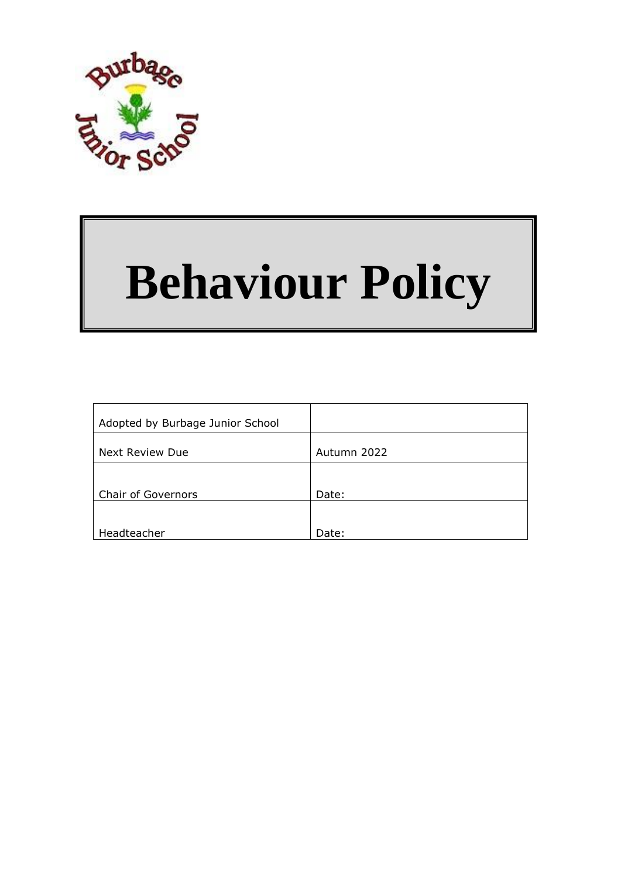# Behaviour Policy

| | |
|---|---|
| Adopted by Burbage Junior School | |
| Next Review Due | Autumn 2022 |
| Chair of Governors | Date: |
| Headteacher | Date: |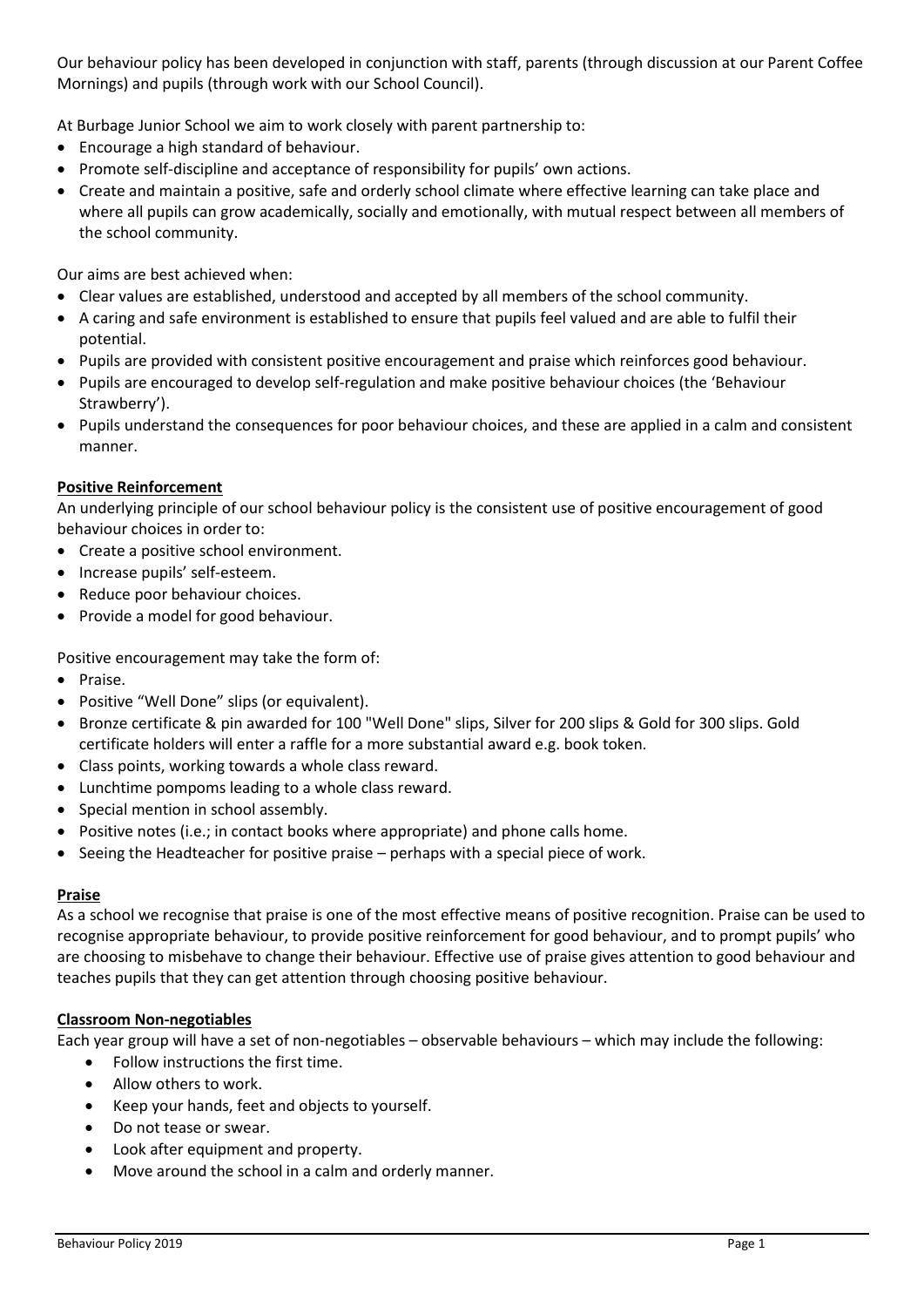Our behaviour policy has been developed in conjunction with staff, parents (through discussion at our Parent Coffee Mornings) and pupils (through work with our School Council).

At Burbage Junior School we aim to work closely with parent partnership to:

- Encourage a high standard of behaviour.
- Promote self-discipline and acceptance of responsibility for pupils' own actions.
- Create and maintain a positive, safe and orderly school climate where effective learning can take place and where all pupils can grow academically, socially and emotionally, with mutual respect between all members of the school community.

Our aims are best achieved when:

- Clear values are established, understood and accepted by all members of the school community.
- A caring and safe environment is established to ensure that pupils feel valued and are able to fulfil their potential.
- Pupils are provided with consistent positive encouragement and praise which reinforces good behaviour.
- Pupils are encouraged to develop self-regulation and make positive behaviour choices (the 'Behaviour Strawberry').
- Pupils understand the consequences for poor behaviour choices, and these are applied in a calm and consistent manner.

**Positive Reinforcement**

An underlying principle of our school behaviour policy is the consistent use of positive encouragement of good behaviour choices in order to:

- Create a positive school environment.
- Increase pupils' self-esteem.
- Reduce poor behaviour choices.
- Provide a model for good behaviour.

Positive encouragement may take the form of:

- Praise.
- Positive "Well Done" slips (or equivalent).
- Bronze certificate & pin awarded for 100 "Well Done" slips, Silver for 200 slips & Gold for 300 slips. Gold certificate holders will enter a raffle for a more substantial award e.g. book token.
- Class points, working towards a whole class reward.
- Lunchtime pompoms leading to a whole class reward.
- Special mention in school assembly.
- Positive notes (i.e.; in contact books where appropriate) and phone calls home.
- Seeing the Headteacher for positive praise – perhaps with a special piece of work.

**Praise**

As a school we recognise that praise is one of the most effective means of positive recognition. Praise can be used to recognise appropriate behaviour, to provide positive reinforcement for good behaviour, and to prompt pupils' who are choosing to misbehave to change their behaviour. Effective use of praise gives attention to good behaviour and teaches pupils that they can get attention through choosing positive behaviour.

**Classroom Non-negotiables**

Each year group will have a set of non-negotiables – observable behaviours – which may include the following:

- Follow instructions the first time.
- Allow others to work.
- Keep your hands, feet and objects to yourself.
- Do not tease or swear.
- Look after equipment and property.
- Move around the school in a calm and orderly manner.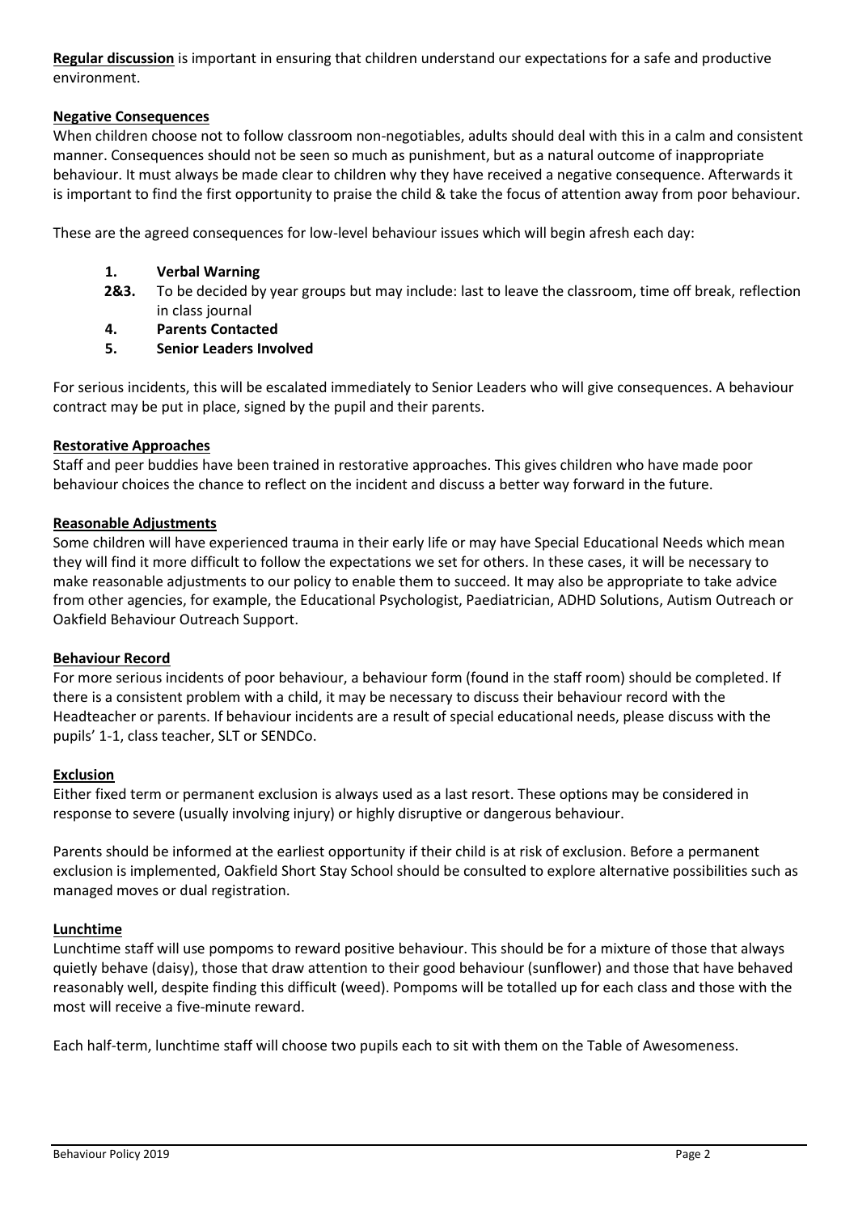**Regular discussion** is important in ensuring that children understand our expectations for a safe and productive environment.

**Negative Consequences**

When children choose not to follow classroom non-negotiables, adults should deal with this in a calm and consistent manner. Consequences should not be seen so much as punishment, but as a natural outcome of inappropriate behaviour. It must always be made clear to children why they have received a negative consequence. Afterwards it is important to find the first opportunity to praise the child & take the focus of attention away from poor behaviour.

These are the agreed consequences for low-level behaviour issues which will begin afresh each day:

- **1. Verbal Warning**
- **2&3.** To be decided by year groups but may include: last to leave the classroom, time off break, reflection in class journal
- **4. Parents Contacted**
- **5. Senior Leaders Involved**

For serious incidents, this will be escalated immediately to Senior Leaders who will give consequences. A behaviour contract may be put in place, signed by the pupil and their parents.

**Restorative Approaches**

Staff and peer buddies have been trained in restorative approaches. This gives children who have made poor behaviour choices the chance to reflect on the incident and discuss a better way forward in the future.

**Reasonable Adjustments**

Some children will have experienced trauma in their early life or may have Special Educational Needs which mean they will find it more difficult to follow the expectations we set for others. In these cases, it will be necessary to make reasonable adjustments to our policy to enable them to succeed. It may also be appropriate to take advice from other agencies, for example, the Educational Psychologist, Paediatrician, ADHD Solutions, Autism Outreach or Oakfield Behaviour Outreach Support.

**Behaviour Record**

For more serious incidents of poor behaviour, a behaviour form (found in the staff room) should be completed. If there is a consistent problem with a child, it may be necessary to discuss their behaviour record with the Headteacher or parents. If behaviour incidents are a result of special educational needs, please discuss with the pupils' 1-1, class teacher, SLT or SENDCo.

**Exclusion**

Either fixed term or permanent exclusion is always used as a last resort. These options may be considered in response to severe (usually involving injury) or highly disruptive or dangerous behaviour.

Parents should be informed at the earliest opportunity if their child is at risk of exclusion. Before a permanent exclusion is implemented, Oakfield Short Stay School should be consulted to explore alternative possibilities such as managed moves or dual registration.

**Lunchtime**

Lunchtime staff will use pompoms to reward positive behaviour. This should be for a mixture of those that always quietly behave (daisy), those that draw attention to their good behaviour (sunflower) and those that have behaved reasonably well, despite finding this difficult (weed). Pompoms will be totalled up for each class and those with the most will receive a five-minute reward.

Each half-term, lunchtime staff will choose two pupils each to sit with them on the Table of Awesomeness.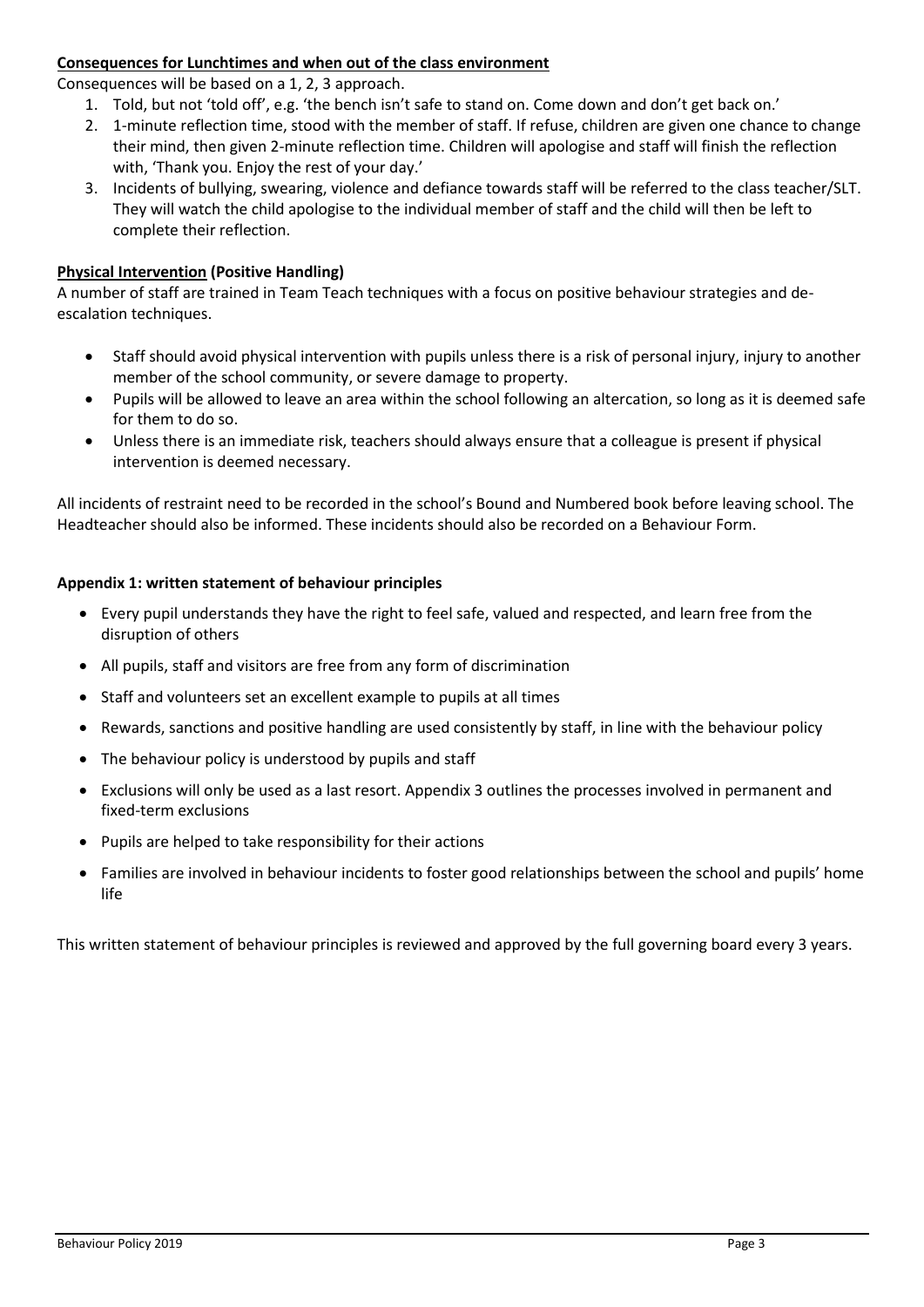**<u>Consequences for Lunchtimes and when out of the class environment</u>**

Consequences will be based on a 1, 2, 3 approach.

1. Told, but not 'told off', e.g. 'the bench isn't safe to stand on. Come down and don't get back on.'
2. 1-minute reflection time, stood with the member of staff. If refuse, children are given one chance to change their mind, then given 2-minute reflection time. Children will apologise and staff will finish the reflection with, 'Thank you. Enjoy the rest of your day.'
3. Incidents of bullying, swearing, violence and defiance towards staff will be referred to the class teacher/SLT. They will watch the child apologise to the individual member of staff and the child will then be left to complete their reflection.

**<u>Physical Intervention</u> (Positive Handling)**

A number of staff are trained in Team Teach techniques with a focus on positive behaviour strategies and de-escalation techniques.

- Staff should avoid physical intervention with pupils unless there is a risk of personal injury, injury to another member of the school community, or severe damage to property.
- Pupils will be allowed to leave an area within the school following an altercation, so long as it is deemed safe for them to do so.
- Unless there is an immediate risk, teachers should always ensure that a colleague is present if physical intervention is deemed necessary.

All incidents of restraint need to be recorded in the school's Bound and Numbered book before leaving school. The Headteacher should also be informed. These incidents should also be recorded on a Behaviour Form.

**Appendix 1: written statement of behaviour principles**

- Every pupil understands they have the right to feel safe, valued and respected, and learn free from the disruption of others
- All pupils, staff and visitors are free from any form of discrimination
- Staff and volunteers set an excellent example to pupils at all times
- Rewards, sanctions and positive handling are used consistently by staff, in line with the behaviour policy
- The behaviour policy is understood by pupils and staff
- Exclusions will only be used as a last resort. Appendix 3 outlines the processes involved in permanent and fixed-term exclusions
- Pupils are helped to take responsibility for their actions
- Families are involved in behaviour incidents to foster good relationships between the school and pupils' home life

This written statement of behaviour principles is reviewed and approved by the full governing board every 3 years.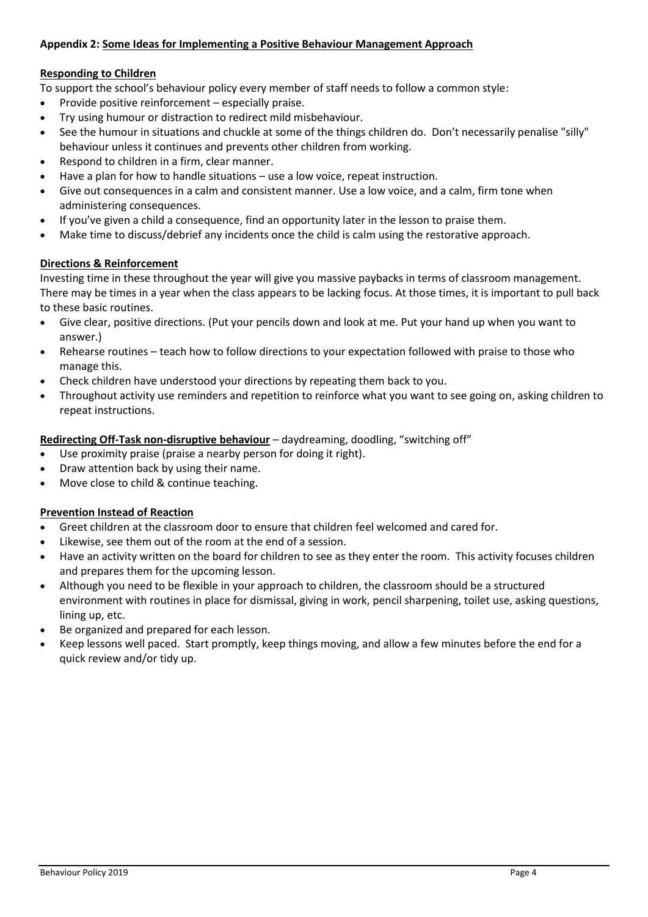**Appendix 2: Some Ideas for Implementing a Positive Behaviour Management Approach**

**Responding to Children**

To support the school's behaviour policy every member of staff needs to follow a common style:

- Provide positive reinforcement – especially praise.
- Try using humour or distraction to redirect mild misbehaviour.
- See the humour in situations and chuckle at some of the things children do. Don't necessarily penalise "silly" behaviour unless it continues and prevents other children from working.
- Respond to children in a firm, clear manner.
- Have a plan for how to handle situations – use a low voice, repeat instruction.
- Give out consequences in a calm and consistent manner. Use a low voice, and a calm, firm tone when administering consequences.
- If you've given a child a consequence, find an opportunity later in the lesson to praise them.
- Make time to discuss/debrief any incidents once the child is calm using the restorative approach.

**Directions & Reinforcement**

Investing time in these throughout the year will give you massive paybacks in terms of classroom management. There may be times in a year when the class appears to be lacking focus. At those times, it is important to pull back to these basic routines.

- Give clear, positive directions. (Put your pencils down and look at me. Put your hand up when you want to answer.)
- Rehearse routines – teach how to follow directions to your expectation followed with praise to those who manage this.
- Check children have understood your directions by repeating them back to you.
- Throughout activity use reminders and repetition to reinforce what you want to see going on, asking children to repeat instructions.

**Redirecting Off-Task non-disruptive behaviour** – daydreaming, doodling, "switching off"

- Use proximity praise (praise a nearby person for doing it right).
- Draw attention back by using their name.
- Move close to child & continue teaching.

**Prevention Instead of Reaction**

- Greet children at the classroom door to ensure that children feel welcomed and cared for.
- Likewise, see them out of the room at the end of a session.
- Have an activity written on the board for children to see as they enter the room. This activity focuses children and prepares them for the upcoming lesson.
- Although you need to be flexible in your approach to children, the classroom should be a structured environment with routines in place for dismissal, giving in work, pencil sharpening, toilet use, asking questions, lining up, etc.
- Be organized and prepared for each lesson.
- Keep lessons well paced. Start promptly, keep things moving, and allow a few minutes before the end for a quick review and/or tidy up.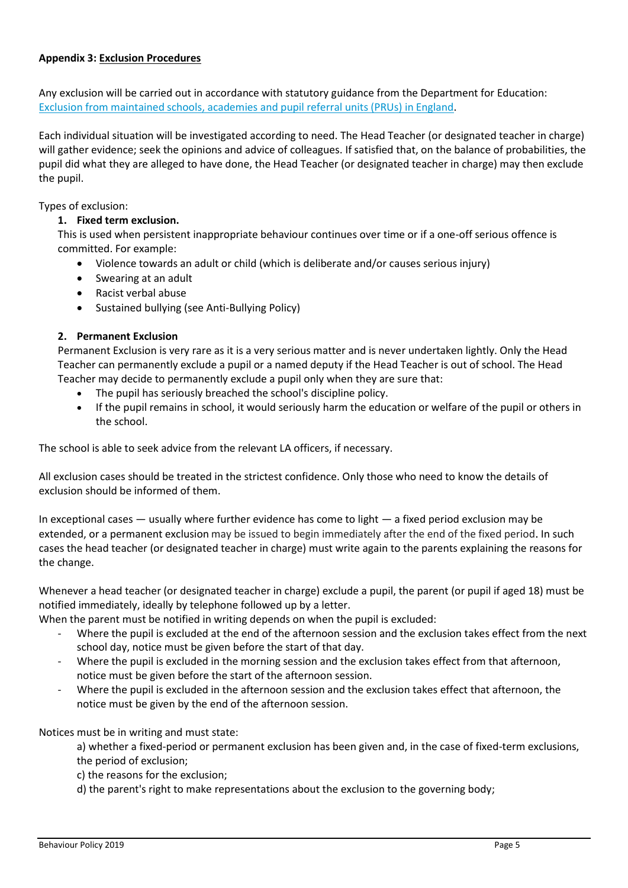**Appendix 3: Exclusion Procedures**

Any exclusion will be carried out in accordance with statutory guidance from the Department for Education: [Exclusion from maintained schools, academies and pupil referral units (PRUs) in England](#).

Each individual situation will be investigated according to need. The Head Teacher (or designated teacher in charge) will gather evidence; seek the opinions and advice of colleagues. If satisfied that, on the balance of probabilities, the pupil did what they are alleged to have done, the Head Teacher (or designated teacher in charge) may then exclude the pupil.

Types of exclusion:

1. **Fixed term exclusion.**
   This is used when persistent inappropriate behaviour continues over time or if a one-off serious offence is committed. For example:
   - Violence towards an adult or child (which is deliberate and/or causes serious injury)
   - Swearing at an adult
   - Racist verbal abuse
   - Sustained bullying (see Anti-Bullying Policy)

2. **Permanent Exclusion**
   Permanent Exclusion is very rare as it is a very serious matter and is never undertaken lightly. Only the Head Teacher can permanently exclude a pupil or a named deputy if the Head Teacher is out of school. The Head Teacher may decide to permanently exclude a pupil only when they are sure that:
   - The pupil has seriously breached the school's discipline policy.
   - If the pupil remains in school, it would seriously harm the education or welfare of the pupil or others in the school.

The school is able to seek advice from the relevant LA officers, if necessary.

All exclusion cases should be treated in the strictest confidence. Only those who need to know the details of exclusion should be informed of them.

In exceptional cases — usually where further evidence has come to light — a fixed period exclusion may be extended, or a permanent exclusion may be issued to begin immediately after the end of the fixed period. In such cases the head teacher (or designated teacher in charge) must write again to the parents explaining the reasons for the change.

Whenever a head teacher (or designated teacher in charge) exclude a pupil, the parent (or pupil if aged 18) must be notified immediately, ideally by telephone followed up by a letter.
When the parent must be notified in writing depends on when the pupil is excluded:

- Where the pupil is excluded at the end of the afternoon session and the exclusion takes effect from the next school day, notice must be given before the start of that day.
- Where the pupil is excluded in the morning session and the exclusion takes effect from that afternoon, notice must be given before the start of the afternoon session.
- Where the pupil is excluded in the afternoon session and the exclusion takes effect that afternoon, the notice must be given by the end of the afternoon session.

Notices must be in writing and must state:

a) whether a fixed-period or permanent exclusion has been given and, in the case of fixed-term exclusions, the period of exclusion;
c) the reasons for the exclusion;
d) the parent's right to make representations about the exclusion to the governing body;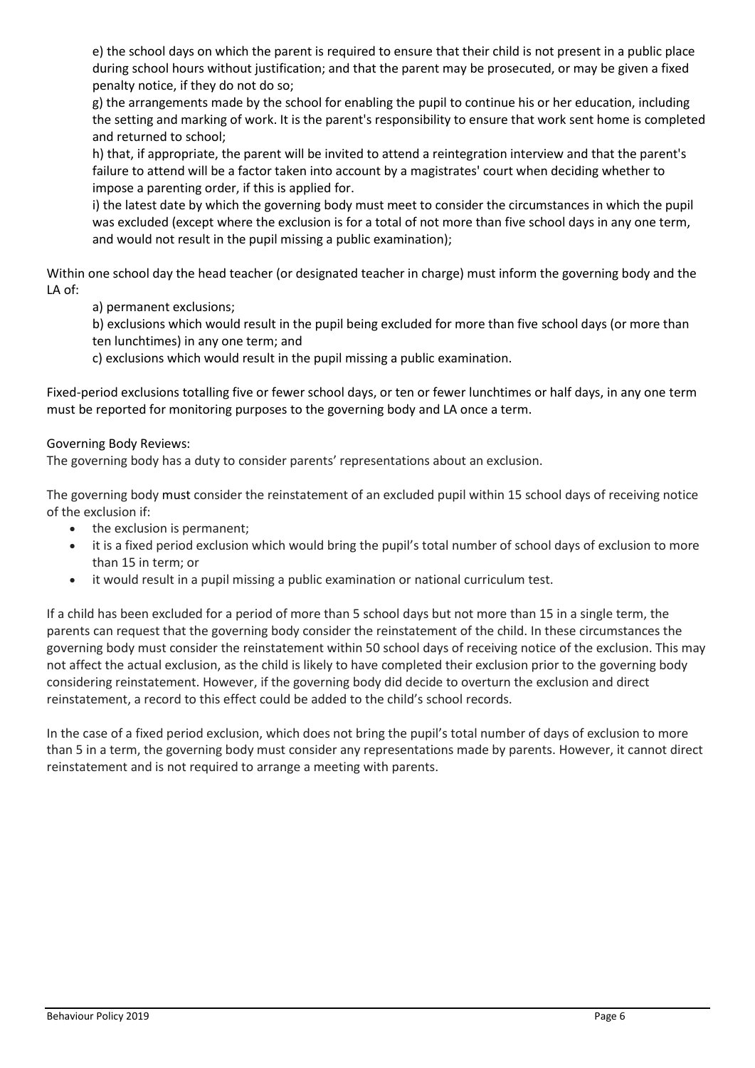e) the school days on which the parent is required to ensure that their child is not present in a public place during school hours without justification; and that the parent may be prosecuted, or may be given a fixed penalty notice, if they do not do so;

g) the arrangements made by the school for enabling the pupil to continue his or her education, including the setting and marking of work. It is the parent's responsibility to ensure that work sent home is completed and returned to school;

h) that, if appropriate, the parent will be invited to attend a reintegration interview and that the parent's failure to attend will be a factor taken into account by a magistrates' court when deciding whether to impose a parenting order, if this is applied for.

i) the latest date by which the governing body must meet to consider the circumstances in which the pupil was excluded (except where the exclusion is for a total of not more than five school days in any one term, and would not result in the pupil missing a public examination);

Within one school day the head teacher (or designated teacher in charge) must inform the governing body and the LA of:

a) permanent exclusions;

b) exclusions which would result in the pupil being excluded for more than five school days (or more than ten lunchtimes) in any one term; and

c) exclusions which would result in the pupil missing a public examination.

Fixed-period exclusions totalling five or fewer school days, or ten or fewer lunchtimes or half days, in any one term must be reported for monitoring purposes to the governing body and LA once a term.

Governing Body Reviews:

The governing body has a duty to consider parents' representations about an exclusion.

The governing body must consider the reinstatement of an excluded pupil within 15 school days of receiving notice of the exclusion if:

- the exclusion is permanent;
- it is a fixed period exclusion which would bring the pupil's total number of school days of exclusion to more than 15 in term; or
- it would result in a pupil missing a public examination or national curriculum test.

If a child has been excluded for a period of more than 5 school days but not more than 15 in a single term, the parents can request that the governing body consider the reinstatement of the child. In these circumstances the governing body must consider the reinstatement within 50 school days of receiving notice of the exclusion. This may not affect the actual exclusion, as the child is likely to have completed their exclusion prior to the governing body considering reinstatement. However, if the governing body did decide to overturn the exclusion and direct reinstatement, a record to this effect could be added to the child's school records.

In the case of a fixed period exclusion, which does not bring the pupil's total number of days of exclusion to more than 5 in a term, the governing body must consider any representations made by parents. However, it cannot direct reinstatement and is not required to arrange a meeting with parents.